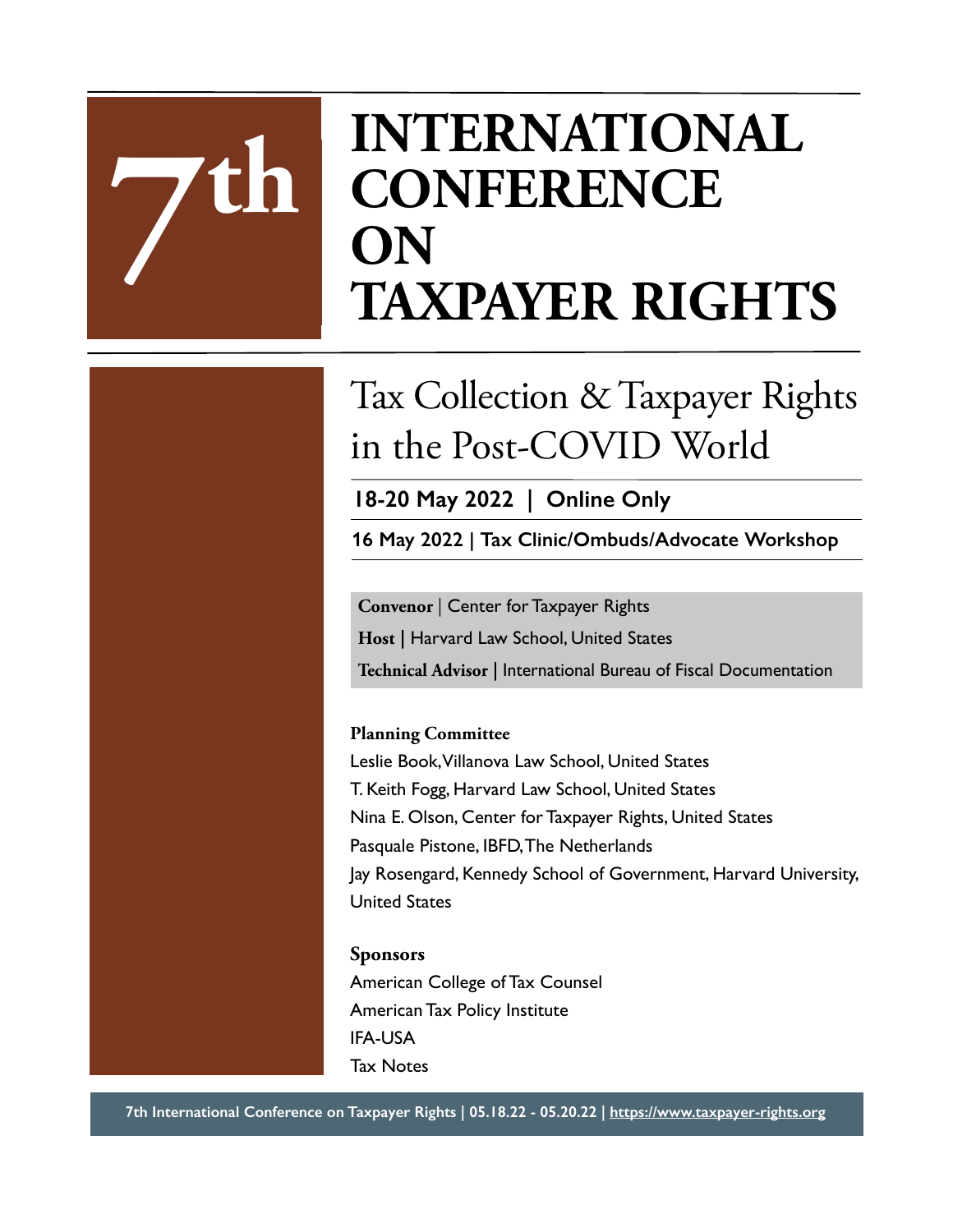# 7th INTERNATIONAL CONFERENCE ON TAXPAYER RIGHTS

## Tax Collection & Taxpayer Rights in the Post-COVID World

**18-20 May 2022 | Online Only**

**16 May 2022 | Tax Clinic/Ombuds/Advocate Workshop**

**Convenor** | Center for Taxpayer Rights

**Host** | Harvard Law School, United States

**Technical Advisor** | International Bureau of Fiscal Documentation

**Planning Committee**

Leslie Book, Villanova Law School, United States
T. Keith Fogg, Harvard Law School, United States
Nina E. Olson, Center for Taxpayer Rights, United States
Pasquale Pistone, IBFD, The Netherlands
Jay Rosengard, Kennedy School of Government, Harvard University, United States

**Sponsors**

American College of Tax Counsel
American Tax Policy Institute
IFA-USA
Tax Notes

**7th International Conference on Taxpayer Rights | 05.18.22 - 05.20.22 | https://www.taxpayer-rights.org**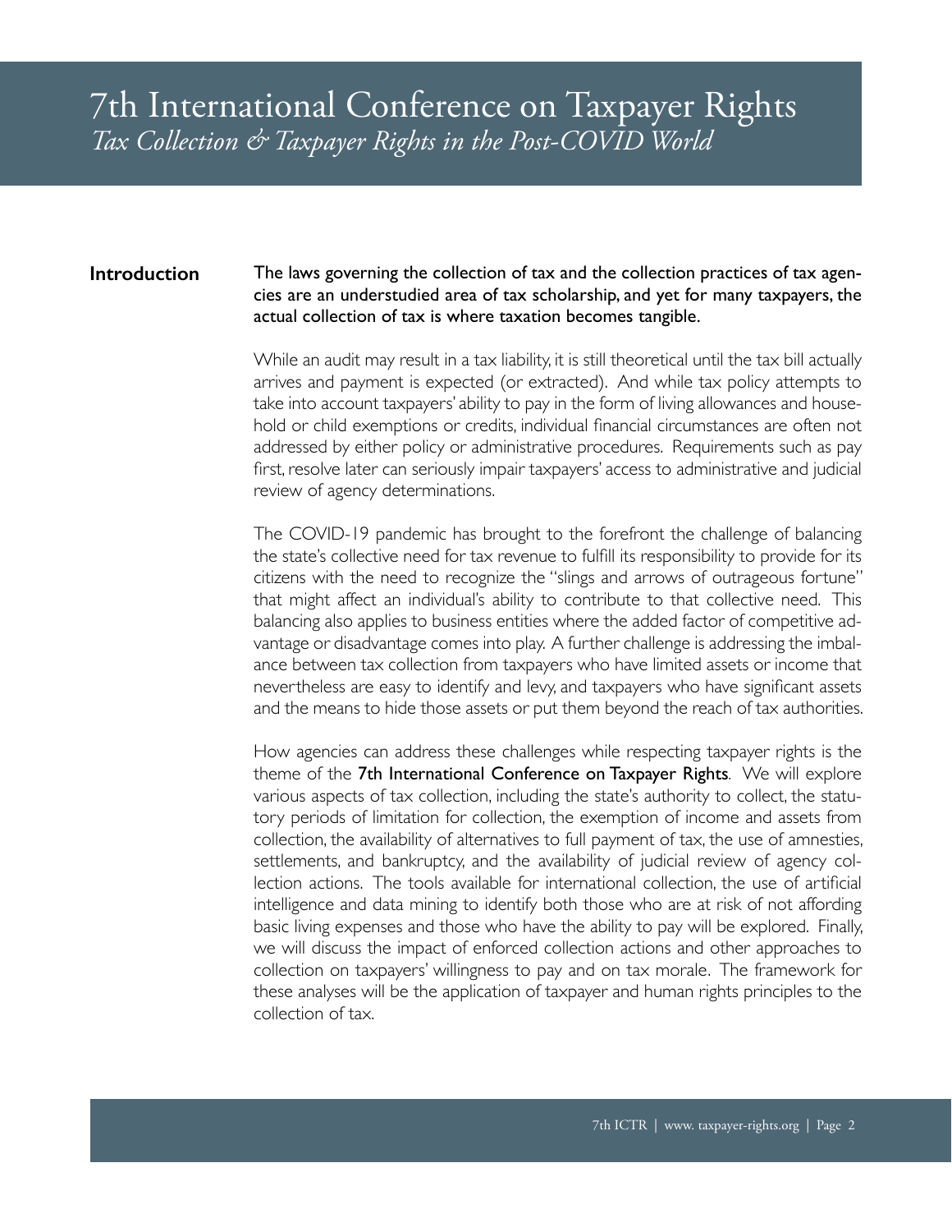# 7th International Conference on Taxpayer Rights

*Tax Collection & Taxpayer Rights in the Post-COVID World*

## Introduction

The laws governing the collection of tax and the collection practices of tax agencies are an understudied area of tax scholarship, and yet for many taxpayers, the actual collection of tax is where taxation becomes tangible.

While an audit may result in a tax liability, it is still theoretical until the tax bill actually arrives and payment is expected (or extracted). And while tax policy attempts to take into account taxpayers' ability to pay in the form of living allowances and household or child exemptions or credits, individual financial circumstances are often not addressed by either policy or administrative procedures. Requirements such as pay first, resolve later can seriously impair taxpayers' access to administrative and judicial review of agency determinations.

The COVID-19 pandemic has brought to the forefront the challenge of balancing the state's collective need for tax revenue to fulfill its responsibility to provide for its citizens with the need to recognize the "slings and arrows of outrageous fortune" that might affect an individual's ability to contribute to that collective need. This balancing also applies to business entities where the added factor of competitive advantage or disadvantage comes into play. A further challenge is addressing the imbalance between tax collection from taxpayers who have limited assets or income that nevertheless are easy to identify and levy, and taxpayers who have significant assets and the means to hide those assets or put them beyond the reach of tax authorities.

How agencies can address these challenges while respecting taxpayer rights is the theme of the **7th International Conference on Taxpayer Rights**. We will explore various aspects of tax collection, including the state's authority to collect, the statutory periods of limitation for collection, the exemption of income and assets from collection, the availability of alternatives to full payment of tax, the use of amnesties, settlements, and bankruptcy, and the availability of judicial review of agency collection actions. The tools available for international collection, the use of artificial intelligence and data mining to identify both those who are at risk of not affording basic living expenses and those who have the ability to pay will be explored. Finally, we will discuss the impact of enforced collection actions and other approaches to collection on taxpayers' willingness to pay and on tax morale. The framework for these analyses will be the application of taxpayer and human rights principles to the collection of tax.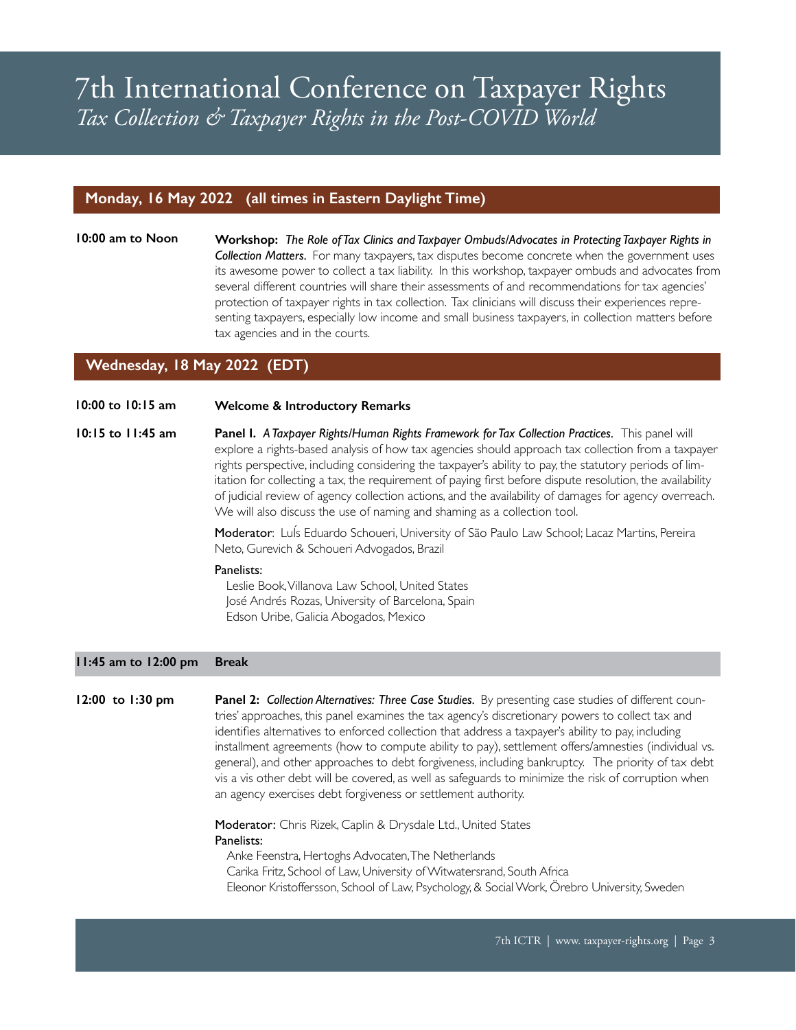# 7th International Conference on Taxpayer Rights
*Tax Collection & Taxpayer Rights in the Post-COVID World*

## Monday, 16 May 2022 (all times in Eastern Daylight Time)

**10:00 am to Noon**

**Workshop:** ***The Role of Tax Clinics and Taxpayer Ombuds/Advocates in Protecting Taxpayer Rights in Collection Matters.*** For many taxpayers, tax disputes become concrete when the government uses its awesome power to collect a tax liability. In this workshop, taxpayer ombuds and advocates from several different countries will share their assessments of and recommendations for tax agencies' protection of taxpayer rights in tax collection. Tax clinicians will discuss their experiences representing taxpayers, especially low income and small business taxpayers, in collection matters before tax agencies and in the courts.

## Wednesday, 18 May 2022 (EDT)

**10:00 to 10:15 am**

**Welcome & Introductory Remarks**

**10:15 to 11:45 am**

**Panel I.** ***A Taxpayer Rights/Human Rights Framework for Tax Collection Practices.*** This panel will explore a rights-based analysis of how tax agencies should approach tax collection from a taxpayer rights perspective, including considering the taxpayer's ability to pay, the statutory periods of limitation for collecting a tax, the requirement of paying first before dispute resolution, the availability of judicial review of agency collection actions, and the availability of damages for agency overreach. We will also discuss the use of naming and shaming as a collection tool.

**Moderator**: LuÍs Eduardo Schoueri, University of São Paulo Law School; Lacaz Martins, Pereira Neto, Gurevich & Schoueri Advogados, Brazil

**Panelists:**

- Leslie Book, Villanova Law School, United States
- José Andrés Rozas, University of Barcelona, Spain
- Edson Uribe, Galicia Abogados, Mexico

**11:45 am to 12:00 pm** **Break**

**12:00 to 1:30 pm**

**Panel 2:** ***Collection Alternatives: Three Case Studies.*** By presenting case studies of different countries' approaches, this panel examines the tax agency's discretionary powers to collect tax and identifies alternatives to enforced collection that address a taxpayer's ability to pay, including installment agreements (how to compute ability to pay), settlement offers/amnesties (individual vs. general), and other approaches to debt forgiveness, including bankruptcy. The priority of tax debt vis a vis other debt will be covered, as well as safeguards to minimize the risk of corruption when an agency exercises debt forgiveness or settlement authority.

**Moderator:** Chris Rizek, Caplin & Drysdale Ltd., United States

**Panelists:**

- Anke Feenstra, Hertoghs Advocaten, The Netherlands
- Carika Fritz, School of Law, University of Witwatersrand, South Africa
- Eleonor Kristoffersson, School of Law, Psychology, & Social Work, Örebro University, Sweden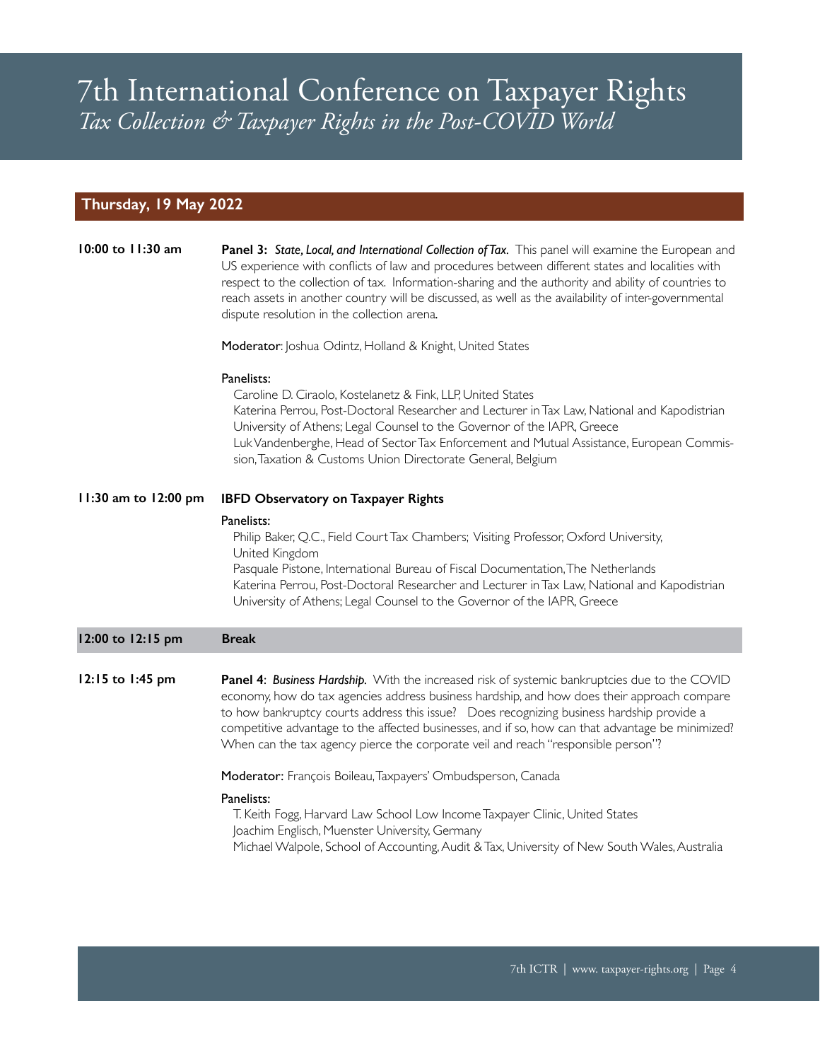# 7th International Conference on Taxpayer Rights

*Tax Collection & Taxpayer Rights in the Post-COVID World*

## Thursday, 19 May 2022

**10:00 to 11:30 am**

**Panel 3:** ***State, Local, and International Collection of Tax.*** This panel will examine the European and US experience with conflicts of law and procedures between different states and localities with respect to the collection of tax. Information-sharing and the authority and ability of countries to reach assets in another country will be discussed, as well as the availability of inter-governmental dispute resolution in the collection arena.

**Moderator**: Joshua Odintz, Holland & Knight, United States

Panelists:

Caroline D. Ciraolo, Kostelanetz & Fink, LLP, United States
Katerina Perrou, Post-Doctoral Researcher and Lecturer in Tax Law, National and Kapodistrian University of Athens; Legal Counsel to the Governor of the IAPR, Greece
Luk Vandenberghe, Head of Sector Tax Enforcement and Mutual Assistance, European Commission, Taxation & Customs Union Directorate General, Belgium

**11:30 am to 12:00 pm**

**IBFD Observatory on Taxpayer Rights**

Panelists:

Philip Baker, Q.C., Field Court Tax Chambers; Visiting Professor, Oxford University, United Kingdom
Pasquale Pistone, International Bureau of Fiscal Documentation, The Netherlands
Katerina Perrou, Post-Doctoral Researcher and Lecturer in Tax Law, National and Kapodistrian University of Athens; Legal Counsel to the Governor of the IAPR, Greece

**12:00 to 12:15 pm** **Break**

**12:15 to 1:45 pm**

**Panel 4**: ***Business Hardship.*** With the increased risk of systemic bankruptcies due to the COVID economy, how do tax agencies address business hardship, and how does their approach compare to how bankruptcy courts address this issue? Does recognizing business hardship provide a competitive advantage to the affected businesses, and if so, how can that advantage be minimized? When can the tax agency pierce the corporate veil and reach "responsible person"?

**Moderator:** François Boileau, Taxpayers' Ombudsperson, Canada

Panelists:

T. Keith Fogg, Harvard Law School Low Income Taxpayer Clinic, United States
Joachim Englisch, Muenster University, Germany
Michael Walpole, School of Accounting, Audit & Tax, University of New South Wales, Australia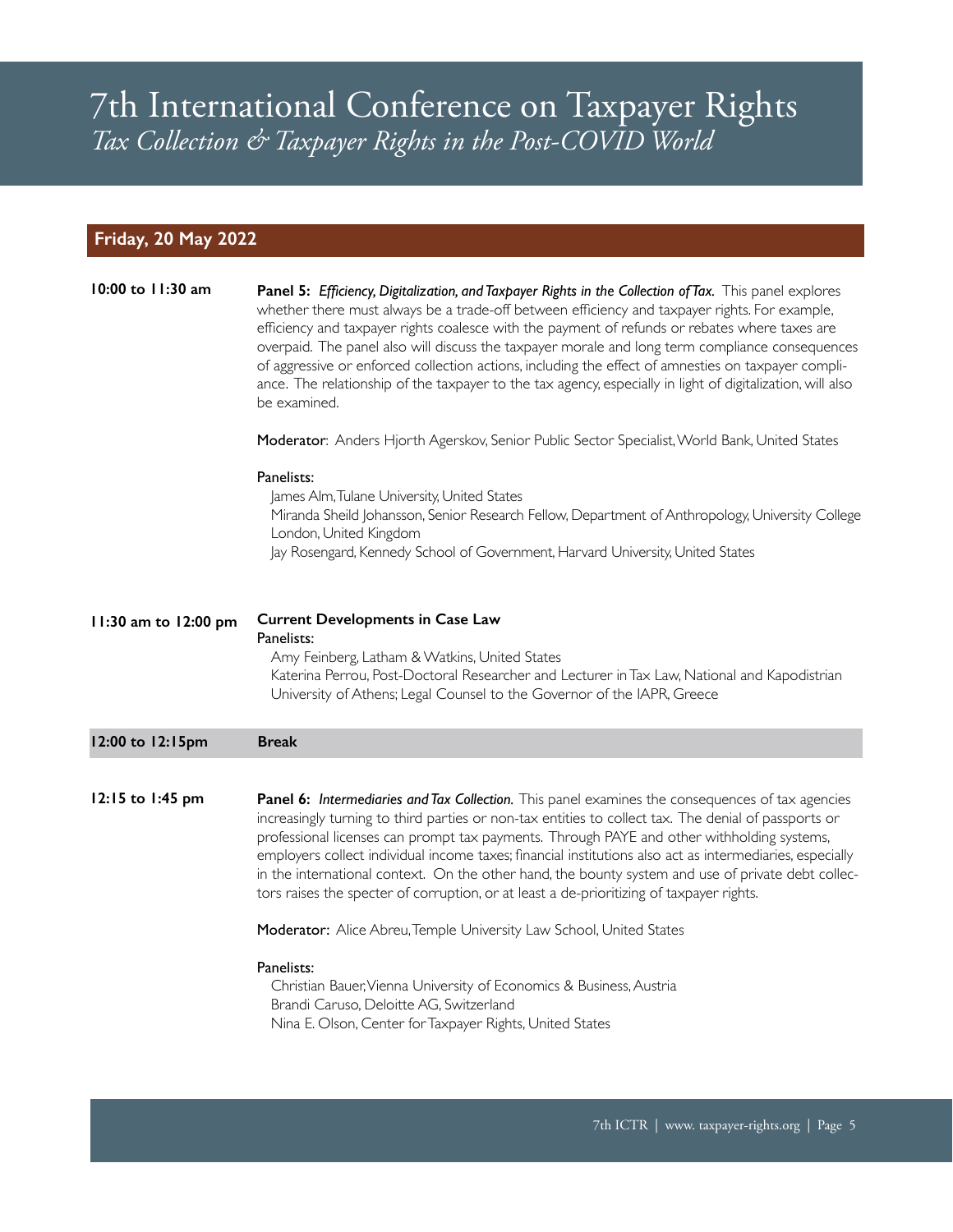# 7th International Conference on Taxpayer Rights

*Tax Collection & Taxpayer Rights in the Post-COVID World*

## Friday, 20 May 2022

**10:00 to 11:30 am**

**Panel 5:** ***Efficiency, Digitalization, and Taxpayer Rights in the Collection of Tax.*** This panel explores whether there must always be a trade-off between efficiency and taxpayer rights. For example, efficiency and taxpayer rights coalesce with the payment of refunds or rebates where taxes are overpaid. The panel also will discuss the taxpayer morale and long term compliance consequences of aggressive or enforced collection actions, including the effect of amnesties on taxpayer compliance. The relationship of the taxpayer to the tax agency, especially in light of digitalization, will also be examined.

**Moderator**: Anders Hjorth Agerskov, Senior Public Sector Specialist, World Bank, United States

Panelists:

- James Alm, Tulane University, United States
- Miranda Sheild Johansson, Senior Research Fellow, Department of Anthropology, University College London, United Kingdom
- Jay Rosengard, Kennedy School of Government, Harvard University, United States

**11:30 am to 12:00 pm**

**Current Developments in Case Law**

Panelists:

- Amy Feinberg, Latham & Watkins, United States
- Katerina Perrou, Post-Doctoral Researcher and Lecturer in Tax Law, National and Kapodistrian University of Athens; Legal Counsel to the Governor of the IAPR, Greece

**12:00 to 12:15pm** — **Break**

**12:15 to 1:45 pm**

**Panel 6:** ***Intermediaries and Tax Collection.*** This panel examines the consequences of tax agencies increasingly turning to third parties or non-tax entities to collect tax. The denial of passports or professional licenses can prompt tax payments. Through PAYE and other withholding systems, employers collect individual income taxes; financial institutions also act as intermediaries, especially in the international context. On the other hand, the bounty system and use of private debt collectors raises the specter of corruption, or at least a de-prioritizing of taxpayer rights.

**Moderator:** Alice Abreu, Temple University Law School, United States

Panelists:

- Christian Bauer, Vienna University of Economics & Business, Austria
- Brandi Caruso, Deloitte AG, Switzerland
- Nina E. Olson, Center for Taxpayer Rights, United States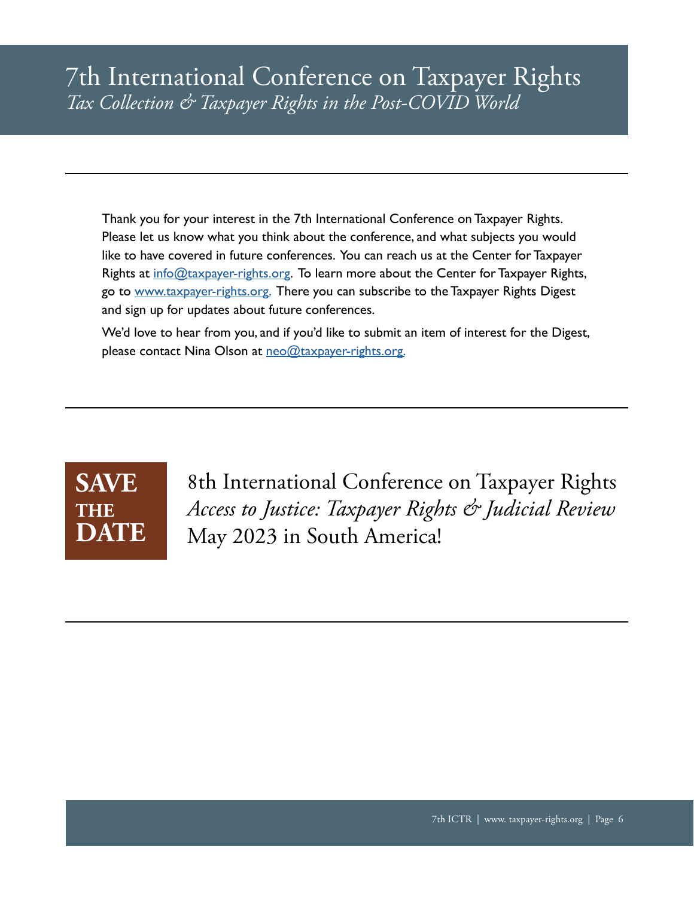# 7th International Conference on Taxpayer Rights

*Tax Collection & Taxpayer Rights in the Post-COVID World*

---

Thank you for your interest in the 7th International Conference on Taxpayer Rights. Please let us know what you think about the conference, and what subjects you would like to have covered in future conferences. You can reach us at the Center for Taxpayer Rights at info@taxpayer-rights.org. To learn more about the Center for Taxpayer Rights, go to www.taxpayer-rights.org. There you can subscribe to the Taxpayer Rights Digest and sign up for updates about future conferences.

We'd love to hear from you, and if you'd like to submit an item of interest for the Digest, please contact Nina Olson at neo@taxpayer-rights.org.

---

**SAVE THE DATE**

8th International Conference on Taxpayer Rights

*Access to Justice: Taxpayer Rights & Judicial Review*

May 2023 in South America!

---